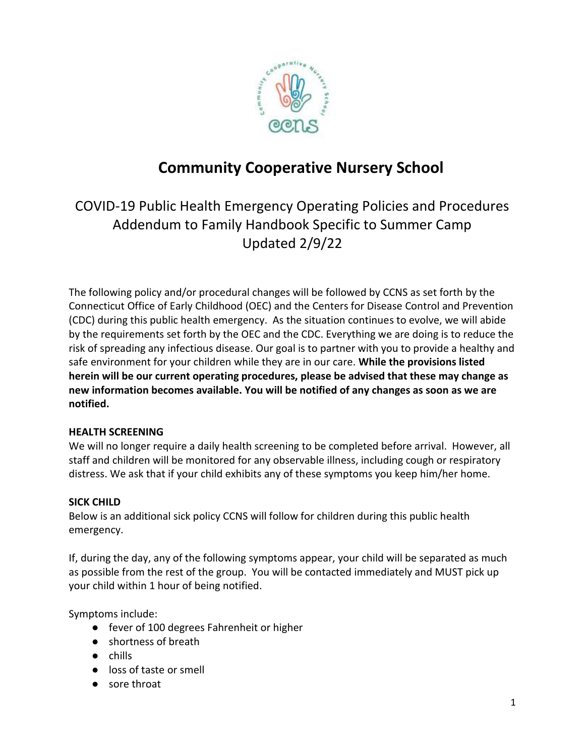# Community Cooperative Nursery School

## COVID-19 Public Health Emergency Operating Policies and Procedures Addendum to Family Handbook Specific to Summer Camp Updated 2/9/22

The following policy and/or procedural changes will be followed by CCNS as set forth by the Connecticut Office of Early Childhood (OEC) and the Centers for Disease Control and Prevention (CDC) during this public health emergency. As the situation continues to evolve, we will abide by the requirements set forth by the OEC and the CDC. Everything we are doing is to reduce the risk of spreading any infectious disease. Our goal is to partner with you to provide a healthy and safe environment for your children while they are in our care. **While the provisions listed herein will be our current operating procedures, please be advised that these may change as new information becomes available. You will be notified of any changes as soon as we are notified.**

### HEALTH SCREENING

We will no longer require a daily health screening to be completed before arrival. However, all staff and children will be monitored for any observable illness, including cough or respiratory distress. We ask that if your child exhibits any of these symptoms you keep him/her home.

### SICK CHILD

Below is an additional sick policy CCNS will follow for children during this public health emergency.

If, during the day, any of the following symptoms appear, your child will be separated as much as possible from the rest of the group. You will be contacted immediately and MUST pick up your child within 1 hour of being notified.

Symptoms include:

- fever of 100 degrees Fahrenheit or higher
- shortness of breath
- chills
- loss of taste or smell
- sore throat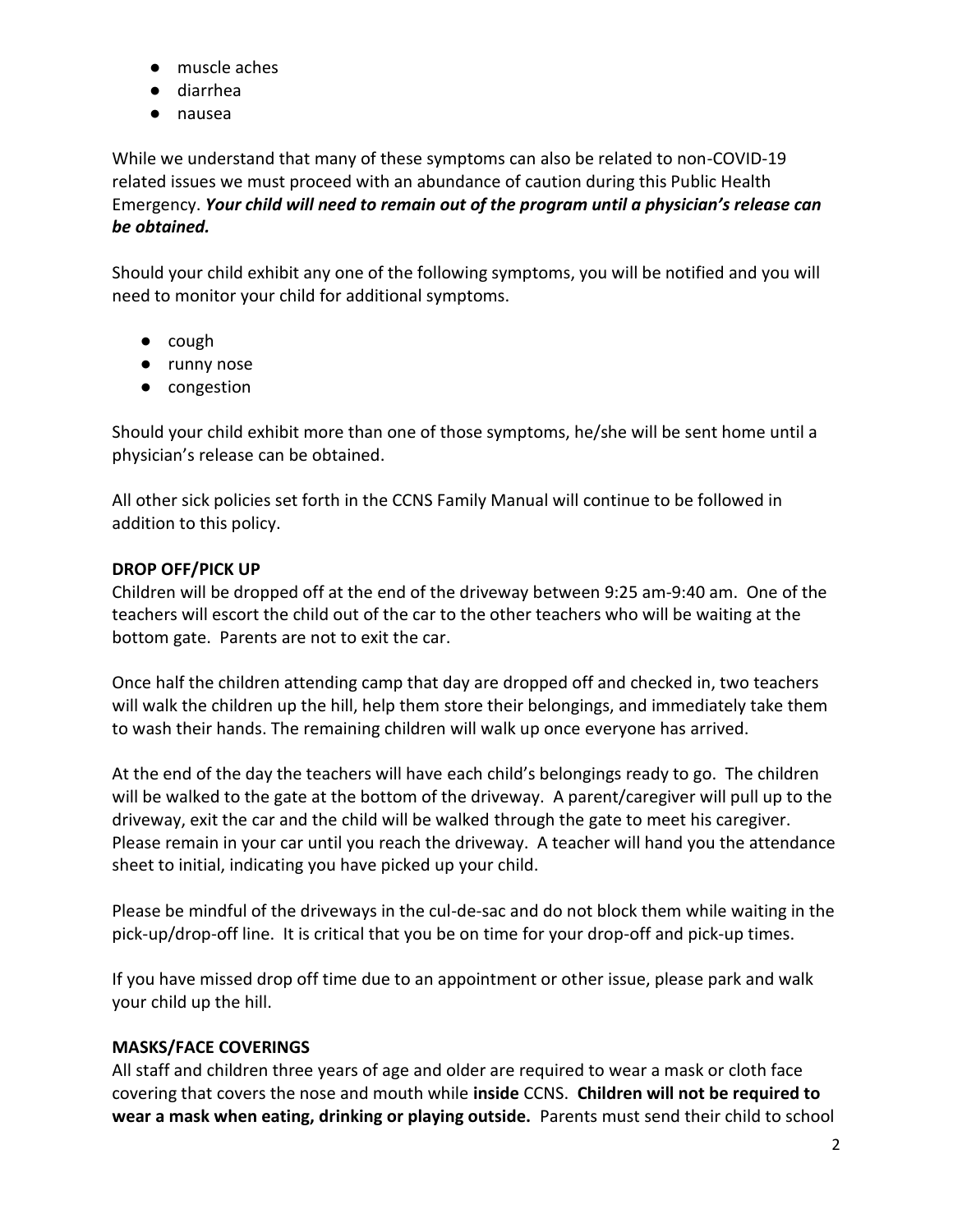- muscle aches
- diarrhea
- nausea

While we understand that many of these symptoms can also be related to non-COVID-19 related issues we must proceed with an abundance of caution during this Public Health Emergency. ***Your child will need to remain out of the program until a physician's release can be obtained.***

Should your child exhibit any one of the following symptoms, you will be notified and you will need to monitor your child for additional symptoms.

- cough
- runny nose
- congestion

Should your child exhibit more than one of those symptoms, he/she will be sent home until a physician's release can be obtained.

All other sick policies set forth in the CCNS Family Manual will continue to be followed in addition to this policy.

**DROP OFF/PICK UP**

Children will be dropped off at the end of the driveway between 9:25 am-9:40 am. One of the teachers will escort the child out of the car to the other teachers who will be waiting at the bottom gate. Parents are not to exit the car.

Once half the children attending camp that day are dropped off and checked in, two teachers will walk the children up the hill, help them store their belongings, and immediately take them to wash their hands. The remaining children will walk up once everyone has arrived.

At the end of the day the teachers will have each child's belongings ready to go. The children will be walked to the gate at the bottom of the driveway. A parent/caregiver will pull up to the driveway, exit the car and the child will be walked through the gate to meet his caregiver. Please remain in your car until you reach the driveway. A teacher will hand you the attendance sheet to initial, indicating you have picked up your child.

Please be mindful of the driveways in the cul-de-sac and do not block them while waiting in the pick-up/drop-off line. It is critical that you be on time for your drop-off and pick-up times.

If you have missed drop off time due to an appointment or other issue, please park and walk your child up the hill.

**MASKS/FACE COVERINGS**

All staff and children three years of age and older are required to wear a mask or cloth face covering that covers the nose and mouth while **inside** CCNS. **Children will not be required to wear a mask when eating, drinking or playing outside.** Parents must send their child to school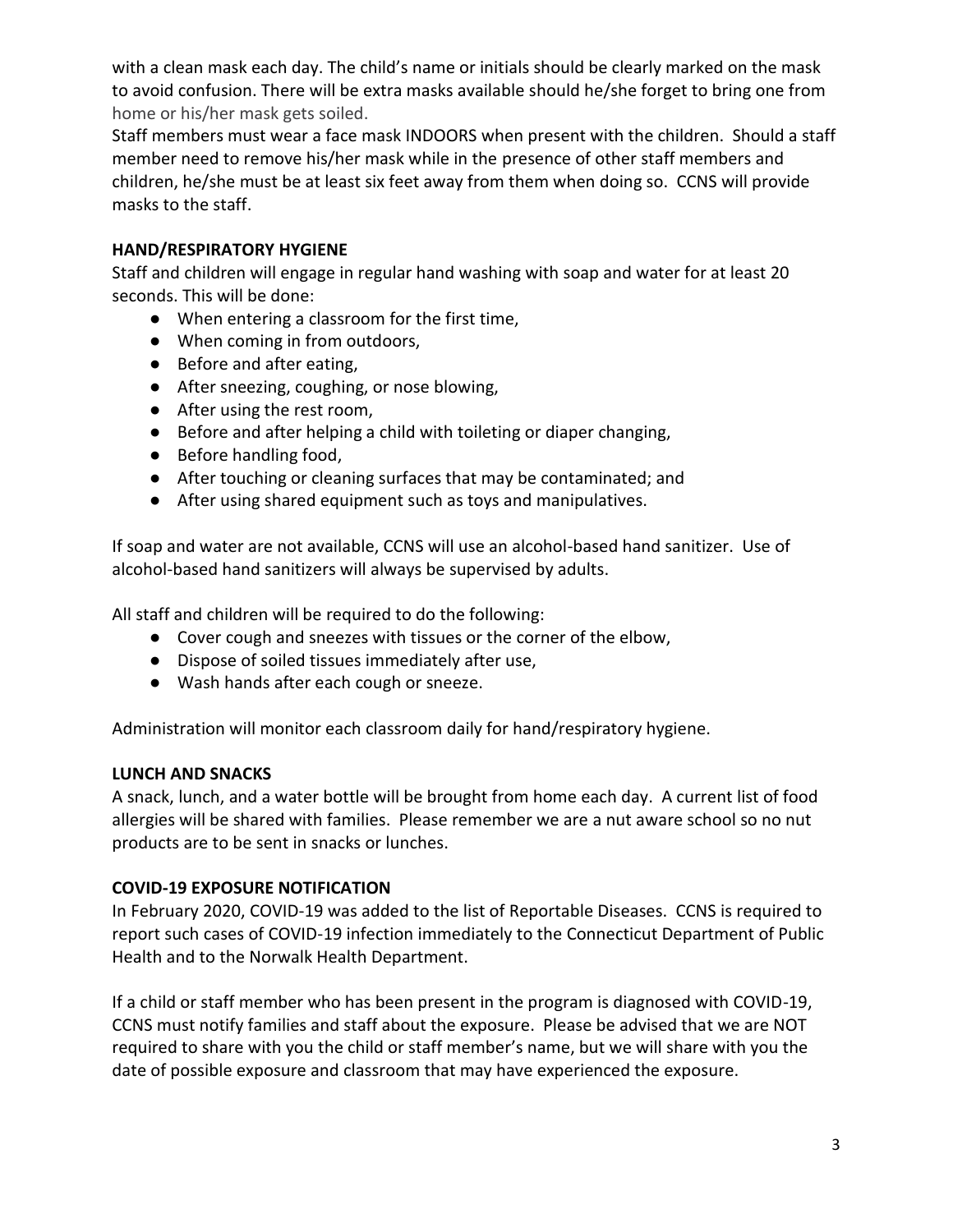with a clean mask each day. The child's name or initials should be clearly marked on the mask to avoid confusion. There will be extra masks available should he/she forget to bring one from home or his/her mask gets soiled.

Staff members must wear a face mask INDOORS when present with the children. Should a staff member need to remove his/her mask while in the presence of other staff members and children, he/she must be at least six feet away from them when doing so. CCNS will provide masks to the staff.

**HAND/RESPIRATORY HYGIENE**

Staff and children will engage in regular hand washing with soap and water for at least 20 seconds. This will be done:

- When entering a classroom for the first time,
- When coming in from outdoors,
- Before and after eating,
- After sneezing, coughing, or nose blowing,
- After using the rest room,
- Before and after helping a child with toileting or diaper changing,
- Before handling food,
- After touching or cleaning surfaces that may be contaminated; and
- After using shared equipment such as toys and manipulatives.

If soap and water are not available, CCNS will use an alcohol-based hand sanitizer. Use of alcohol-based hand sanitizers will always be supervised by adults.

All staff and children will be required to do the following:

- Cover cough and sneezes with tissues or the corner of the elbow,
- Dispose of soiled tissues immediately after use,
- Wash hands after each cough or sneeze.

Administration will monitor each classroom daily for hand/respiratory hygiene.

**LUNCH AND SNACKS**

A snack, lunch, and a water bottle will be brought from home each day. A current list of food allergies will be shared with families. Please remember we are a nut aware school so no nut products are to be sent in snacks or lunches.

**COVID-19 EXPOSURE NOTIFICATION**

In February 2020, COVID-19 was added to the list of Reportable Diseases. CCNS is required to report such cases of COVID-19 infection immediately to the Connecticut Department of Public Health and to the Norwalk Health Department.

If a child or staff member who has been present in the program is diagnosed with COVID-19, CCNS must notify families and staff about the exposure. Please be advised that we are NOT required to share with you the child or staff member's name, but we will share with you the date of possible exposure and classroom that may have experienced the exposure.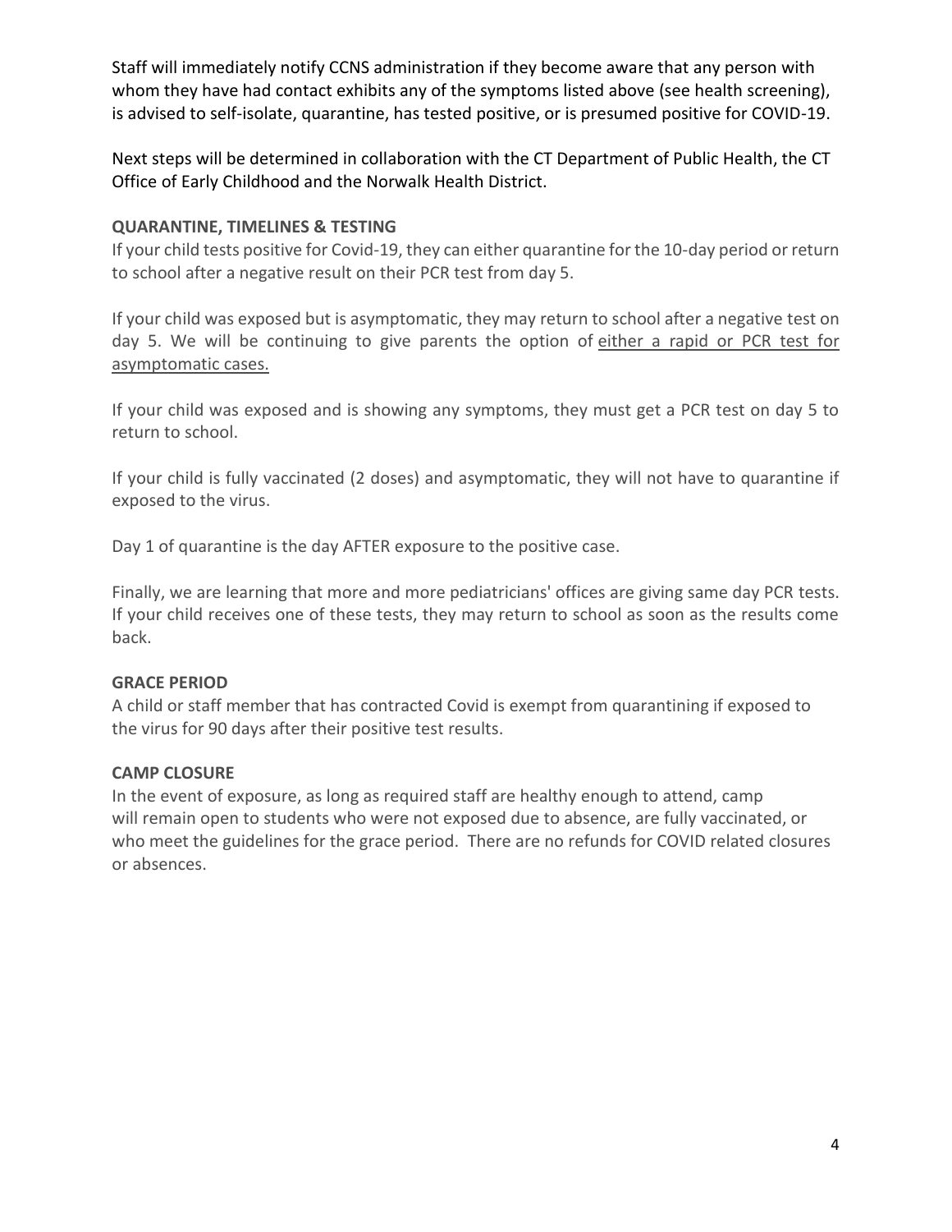Staff will immediately notify CCNS administration if they become aware that any person with whom they have had contact exhibits any of the symptoms listed above (see health screening), is advised to self-isolate, quarantine, has tested positive, or is presumed positive for COVID-19.

Next steps will be determined in collaboration with the CT Department of Public Health, the CT Office of Early Childhood and the Norwalk Health District.

**QUARANTINE, TIMELINES & TESTING**

If your child tests positive for Covid-19, they can either quarantine for the 10-day period or return to school after a negative result on their PCR test from day 5.

If your child was exposed but is asymptomatic, they may return to school after a negative test on day 5. We will be continuing to give parents the option of either a rapid or PCR test for asymptomatic cases.

If your child was exposed and is showing any symptoms, they must get a PCR test on day 5 to return to school.

If your child is fully vaccinated (2 doses) and asymptomatic, they will not have to quarantine if exposed to the virus.

Day 1 of quarantine is the day AFTER exposure to the positive case.

Finally, we are learning that more and more pediatricians' offices are giving same day PCR tests. If your child receives one of these tests, they may return to school as soon as the results come back.

**GRACE PERIOD**

A child or staff member that has contracted Covid is exempt from quarantining if exposed to the virus for 90 days after their positive test results.

**CAMP CLOSURE**

In the event of exposure, as long as required staff are healthy enough to attend, camp will remain open to students who were not exposed due to absence, are fully vaccinated, or who meet the guidelines for the grace period. There are no refunds for COVID related closures or absences.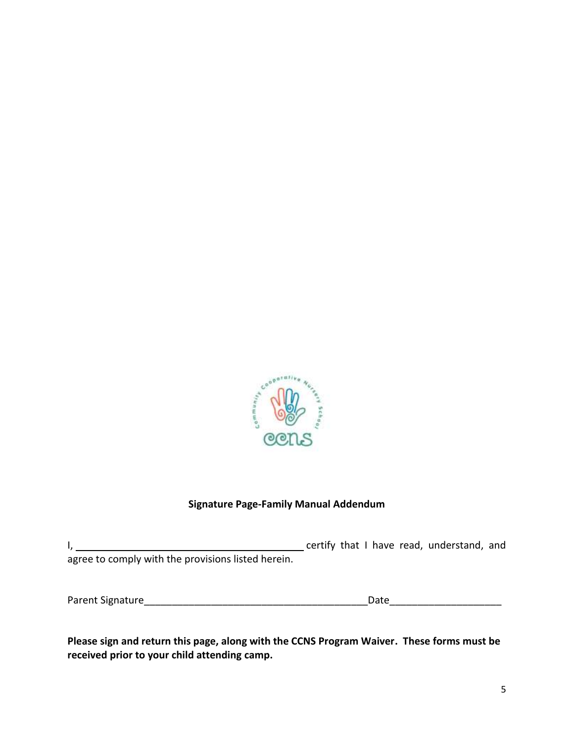**Signature Page-Family Manual Addendum**

I, ____________________________________________ certify that I have read, understand, and agree to comply with the provisions listed herein.

Parent Signature________________________________________Date____________________

**Please sign and return this page, along with the CCNS Program Waiver. These forms must be received prior to your child attending camp.**